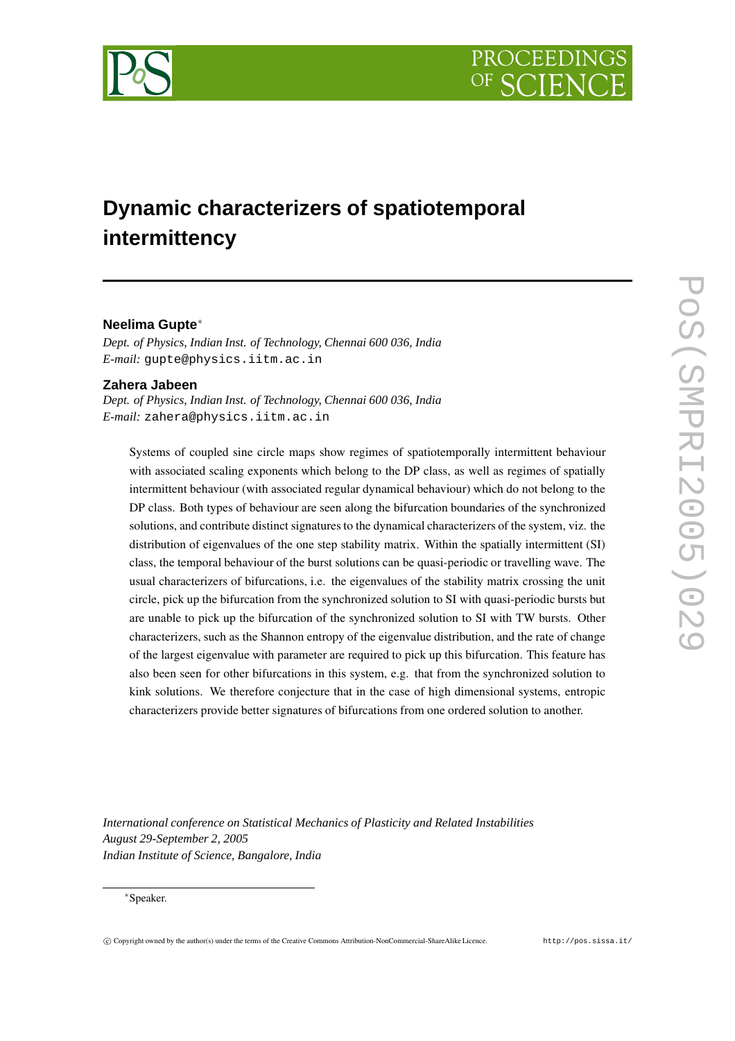# Dynamic characterizers of spatiotemporal intermittency

**Neelima Gupte**[∗]

*Dept. of Physics, Indian Inst. of Technology, Chennai 600 036, India*
*E-mail:* `gupte@physics.iitm.ac.in`

**Zahera Jabeen**

*Dept. of Physics, Indian Inst. of Technology, Chennai 600 036, India*
*E-mail:* `zahera@physics.iitm.ac.in`

Systems of coupled sine circle maps show regimes of spatiotemporally intermittent behaviour with associated scaling exponents which belong to the DP class, as well as regimes of spatially intermittent behaviour (with associated regular dynamical behaviour) which do not belong to the DP class. Both types of behaviour are seen along the bifurcation boundaries of the synchronized solutions, and contribute distinct signatures to the dynamical characterizers of the system, viz. the distribution of eigenvalues of the one step stability matrix. Within the spatially intermittent (SI) class, the temporal behaviour of the burst solutions can be quasi-periodic or travelling wave. The usual characterizers of bifurcations, i.e. the eigenvalues of the stability matrix crossing the unit circle, pick up the bifurcation from the synchronized solution to SI with quasi-periodic bursts but are unable to pick up the bifurcation of the synchronized solution to SI with TW bursts. Other characterizers, such as the Shannon entropy of the eigenvalue distribution, and the rate of change of the largest eigenvalue with parameter are required to pick up this bifurcation. This feature has also been seen for other bifurcations in this system, e.g. that from the synchronized solution to kink solutions. We therefore conjecture that in the case of high dimensional systems, entropic characterizers provide better signatures of bifurcations from one ordered solution to another.

*International conference on Statistical Mechanics of Plasticity and Related Instabilities*
*August 29-September 2, 2005*
*Indian Institute of Science, Bangalore, India*

[∗]Speaker.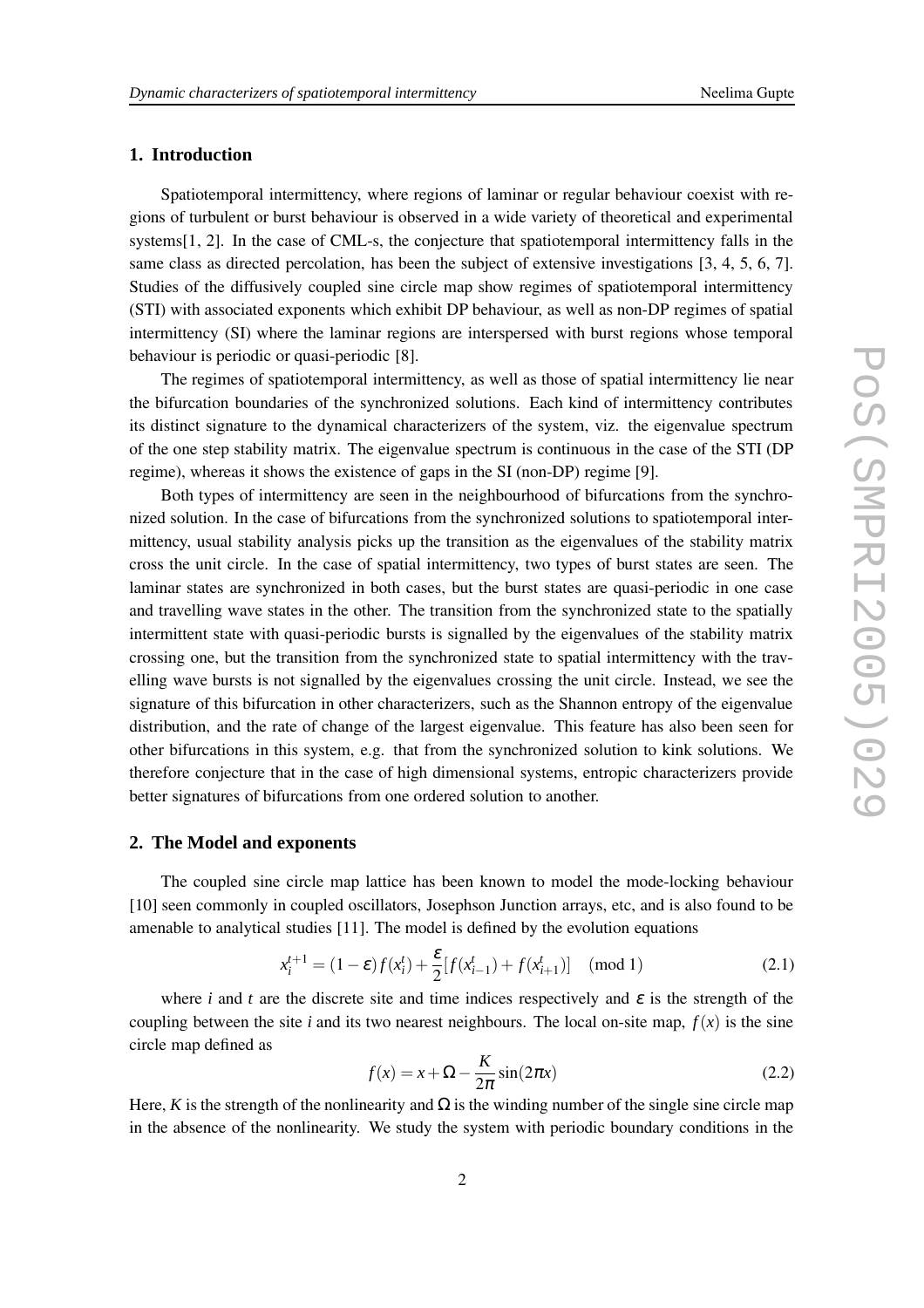## 1. Introduction

Spatiotemporal intermittency, where regions of laminar or regular behaviour coexist with regions of turbulent or burst behaviour is observed in a wide variety of theoretical and experimental systems[1, 2]. In the case of CML-s, the conjecture that spatiotemporal intermittency falls in the same class as directed percolation, has been the subject of extensive investigations [3, 4, 5, 6, 7]. Studies of the diffusively coupled sine circle map show regimes of spatiotemporal intermittency (STI) with associated exponents which exhibit DP behaviour, as well as non-DP regimes of spatial intermittency (SI) where the laminar regions are interspersed with burst regions whose temporal behaviour is periodic or quasi-periodic [8].

The regimes of spatiotemporal intermittency, as well as those of spatial intermittency lie near the bifurcation boundaries of the synchronized solutions. Each kind of intermittency contributes its distinct signature to the dynamical characterizers of the system, viz. the eigenvalue spectrum of the one step stability matrix. The eigenvalue spectrum is continuous in the case of the STI (DP regime), whereas it shows the existence of gaps in the SI (non-DP) regime [9].

Both types of intermittency are seen in the neighbourhood of bifurcations from the synchronized solution. In the case of bifurcations from the synchronized solutions to spatiotemporal intermittency, usual stability analysis picks up the transition as the eigenvalues of the stability matrix cross the unit circle. In the case of spatial intermittency, two types of burst states are seen. The laminar states are synchronized in both cases, but the burst states are quasi-periodic in one case and travelling wave states in the other. The transition from the synchronized state to the spatially intermittent state with quasi-periodic bursts is signalled by the eigenvalues of the stability matrix crossing one, but the transition from the synchronized state to spatial intermittency with the travelling wave bursts is not signalled by the eigenvalues crossing the unit circle. Instead, we see the signature of this bifurcation in other characterizers, such as the Shannon entropy of the eigenvalue distribution, and the rate of change of the largest eigenvalue. This feature has also been seen for other bifurcations in this system, e.g. that from the synchronized solution to kink solutions. We therefore conjecture that in the case of high dimensional systems, entropic characterizers provide better signatures of bifurcations from one ordered solution to another.

## 2. The Model and exponents

The coupled sine circle map lattice has been known to model the mode-locking behaviour [10] seen commonly in coupled oscillators, Josephson Junction arrays, etc, and is also found to be amenable to analytical studies [11]. The model is defined by the evolution equations

$$x_i^{t+1} = (1-\varepsilon) f(x_i^t) + \frac{\varepsilon}{2}[f(x_{i-1}^t) + f(x_{i+1}^t)] \pmod 1 \tag{2.1}$$

where $i$ and $t$ are the discrete site and time indices respectively and $\varepsilon$ is the strength of the coupling between the site $i$ and its two nearest neighbours. The local on-site map, $f(x)$ is the sine circle map defined as

$$f(x) = x + \Omega - \frac{K}{2\pi}\sin(2\pi x) \tag{2.2}$$

Here, $K$ is the strength of the nonlinearity and $\Omega$ is the winding number of the single sine circle map in the absence of the nonlinearity. We study the system with periodic boundary conditions in the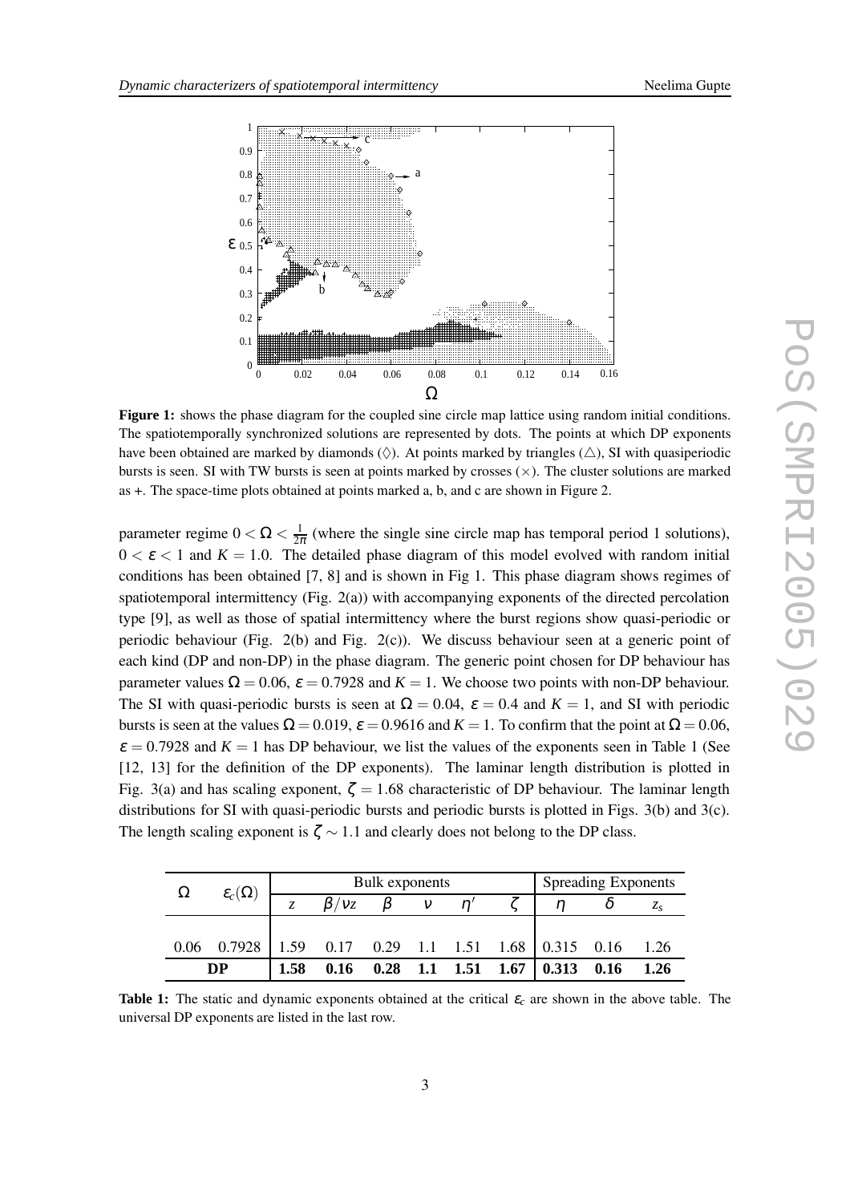**Figure 1:** shows the phase diagram for the coupled sine circle map lattice using random initial conditions. The spatiotemporally synchronized solutions are represented by dots. The points at which DP exponents have been obtained are marked by diamonds ($\Diamond$). At points marked by triangles ($\triangle$), SI with quasiperiodic bursts is seen. SI with TW bursts is seen at points marked by crosses ($\times$). The cluster solutions are marked as +. The space-time plots obtained at points marked a, b, and c are shown in Figure 2.

parameter regime $0 < \Omega < \frac{1}{2\pi}$ (where the single sine circle map has temporal period 1 solutions), $0 < \varepsilon < 1$ and $K = 1.0$. The detailed phase diagram of this model evolved with random initial conditions has been obtained [7, 8] and is shown in Fig 1. This phase diagram shows regimes of spatiotemporal intermittency (Fig. 2(a)) with accompanying exponents of the directed percolation type [9], as well as those of spatial intermittency where the burst regions show quasi-periodic or periodic behaviour (Fig. 2(b) and Fig. 2(c)). We discuss behaviour seen at a generic point of each kind (DP and non-DP) in the phase diagram. The generic point chosen for DP behaviour has parameter values $\Omega = 0.06$, $\varepsilon = 0.7928$ and $K = 1$. We choose two points with non-DP behaviour. The SI with quasi-periodic bursts is seen at $\Omega = 0.04$, $\varepsilon = 0.4$ and $K = 1$, and SI with periodic bursts is seen at the values $\Omega = 0.019$, $\varepsilon = 0.9616$ and $K = 1$. To confirm that the point at $\Omega = 0.06$, $\varepsilon = 0.7928$ and $K = 1$ has DP behaviour, we list the values of the exponents seen in Table 1 (See [12, 13] for the definition of the DP exponents). The laminar length distribution is plotted in Fig. 3(a) and has scaling exponent, $\zeta = 1.68$ characteristic of DP behaviour. The laminar length distributions for SI with quasi-periodic bursts and periodic bursts is plotted in Figs. 3(b) and 3(c). The length scaling exponent is $\zeta \sim 1.1$ and clearly does not belong to the DP class.

| $\Omega$ | $\varepsilon_c(\Omega)$ | Bulk exponents | | | | | | Spreading Exponents | | |
|---|---|---|---|---|---|---|---|---|---|---|
| | | $z$ | $\beta/\nu z$ | $\beta$ | $\nu$ | $\eta'$ | $\zeta$ | $\eta$ | $\delta$ | $z_s$ |
| 0.06 | 0.7928 | 1.59 | 0.17 | 0.29 | 1.1 | 1.51 | 1.68 | 0.315 | 0.16 | 1.26 |
| **DP** | | **1.58** | **0.16** | **0.28** | **1.1** | **1.51** | **1.67** | **0.313** | **0.16** | **1.26** |

**Table 1:** The static and dynamic exponents obtained at the critical $\varepsilon_c$ are shown in the above table. The universal DP exponents are listed in the last row.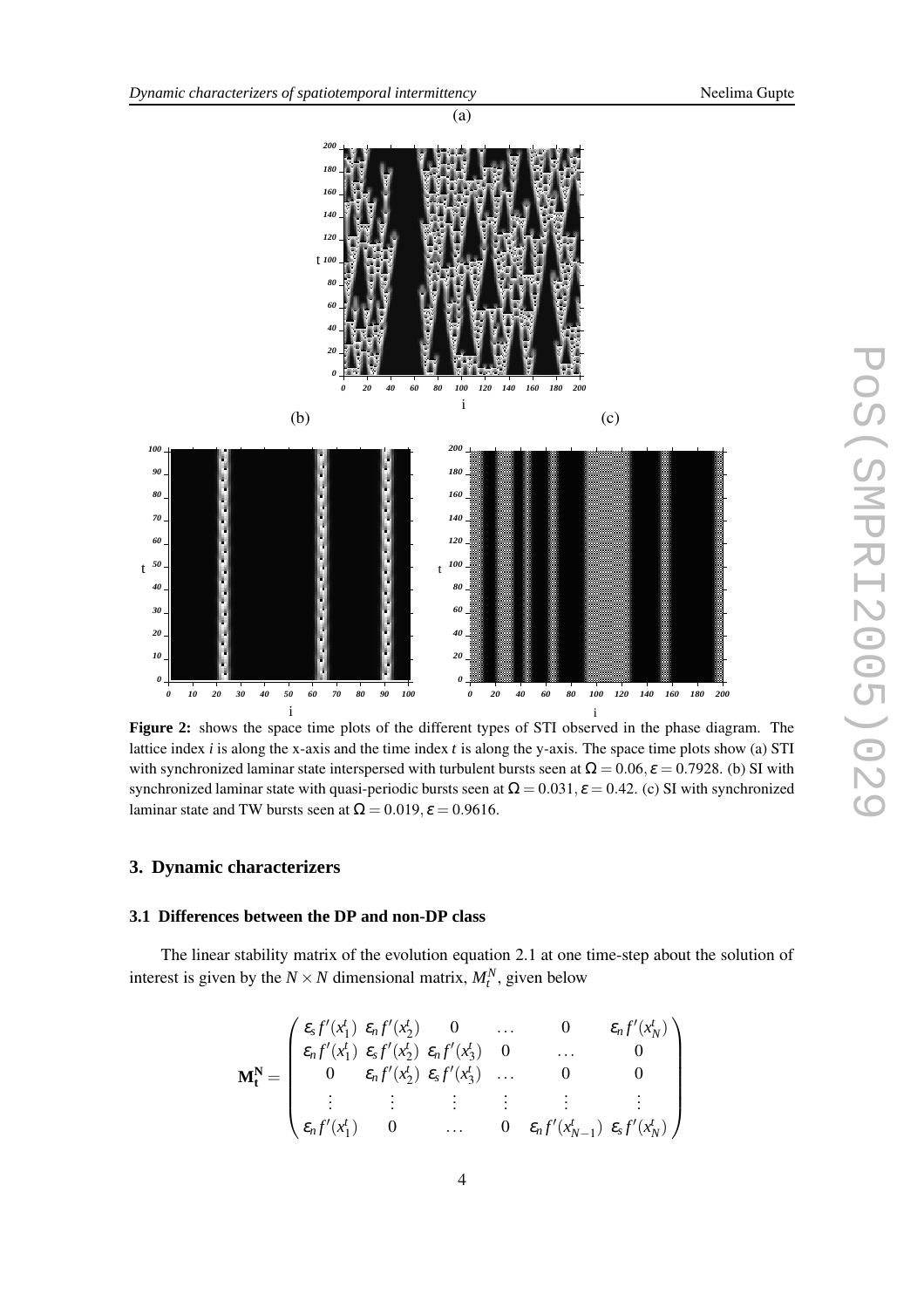**Figure 2:** shows the space time plots of the different types of STI observed in the phase diagram. The lattice index $i$ is along the x-axis and the time index $t$ is along the y-axis. The space time plots show (a) STI with synchronized laminar state interspersed with turbulent bursts seen at $\Omega = 0.06, \varepsilon = 0.7928$. (b) SI with synchronized laminar state with quasi-periodic bursts seen at $\Omega = 0.031, \varepsilon = 0.42$. (c) SI with synchronized laminar state and TW bursts seen at $\Omega = 0.019, \varepsilon = 0.9616$.

## 3. Dynamic characterizers

### 3.1 Differences between the DP and non-DP class

The linear stability matrix of the evolution equation 2.1 at one time-step about the solution of interest is given by the $N \times N$ dimensional matrix, $M_t^N$, given below

$$
\mathbf{M_t^N} = \begin{pmatrix}
\varepsilon_s f'(x_1^t) & \varepsilon_n f'(x_2^t) & 0 & \dots & 0 & \varepsilon_n f'(x_N^t) \\
\varepsilon_n f'(x_1^t) & \varepsilon_s f'(x_2^t) & \varepsilon_n f'(x_3^t) & 0 & \dots & 0 \\
0 & \varepsilon_n f'(x_2^t) & \varepsilon_s f'(x_3^t) & \dots & 0 & 0 \\
\vdots & \vdots & \vdots & \vdots & \vdots & \vdots \\
\varepsilon_n f'(x_1^t) & 0 & \dots & 0 & \varepsilon_n f'(x_{N-1}^t) & \varepsilon_s f'(x_N^t)
\end{pmatrix}
$$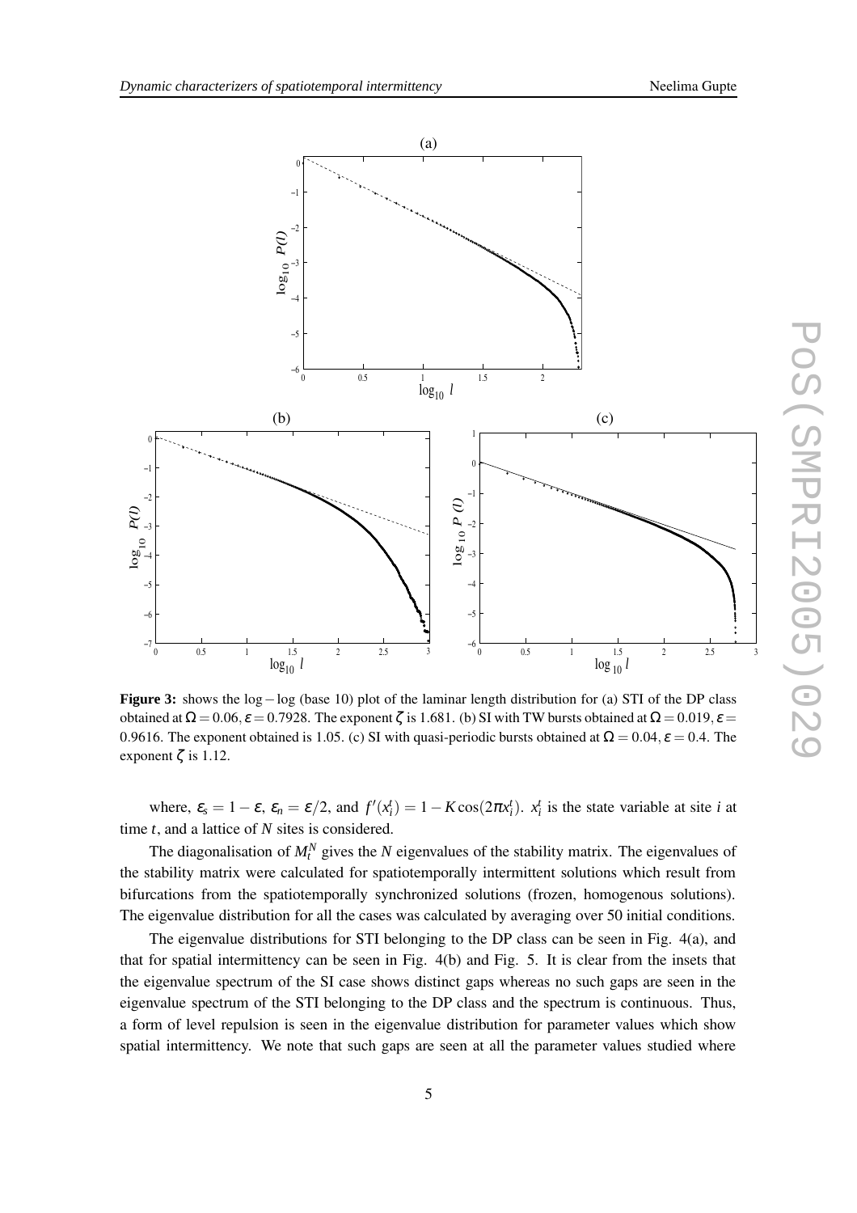**Figure 3:** shows the log − log (base 10) plot of the laminar length distribution for (a) STI of the DP class obtained at $\Omega = 0.06, \varepsilon = 0.7928$. The exponent $\zeta$ is 1.681. (b) SI with TW bursts obtained at $\Omega = 0.019, \varepsilon = 0.9616$. The exponent obtained is 1.05. (c) SI with quasi-periodic bursts obtained at $\Omega = 0.04, \varepsilon = 0.4$. The exponent $\zeta$ is 1.12.

where, $\varepsilon_s = 1 - \varepsilon$, $\varepsilon_n = \varepsilon/2$, and $f'(x_i^t) = 1 - K\cos(2\pi x_i^t)$. $x_i^t$ is the state variable at site $i$ at time $t$, and a lattice of $N$ sites is considered.

The diagonalisation of $M_t^N$ gives the $N$ eigenvalues of the stability matrix. The eigenvalues of the stability matrix were calculated for spatiotemporally intermittent solutions which result from bifurcations from the spatiotemporally synchronized solutions (frozen, homogenous solutions). The eigenvalue distribution for all the cases was calculated by averaging over 50 initial conditions.

The eigenvalue distributions for STI belonging to the DP class can be seen in Fig. 4(a), and that for spatial intermittency can be seen in Fig. 4(b) and Fig. 5. It is clear from the insets that the eigenvalue spectrum of the SI case shows distinct gaps whereas no such gaps are seen in the eigenvalue spectrum of the STI belonging to the DP class and the spectrum is continuous. Thus, a form of level repulsion is seen in the eigenvalue distribution for parameter values which show spatial intermittency. We note that such gaps are seen at all the parameter values studied where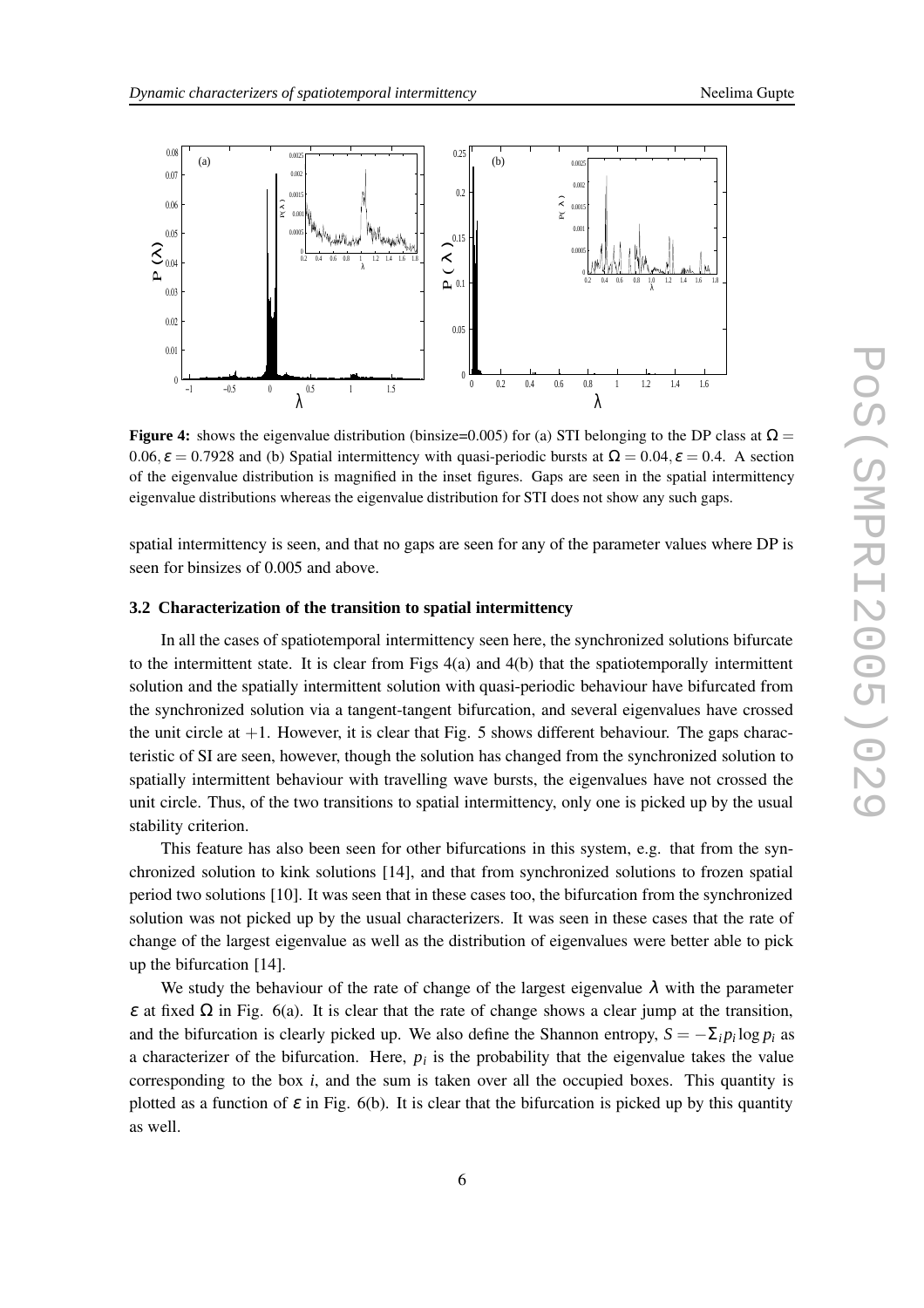**Figure 4:** shows the eigenvalue distribution (binsize=0.005) for (a) STI belonging to the DP class at $\Omega = 0.06, \varepsilon = 0.7928$ and (b) Spatial intermittency with quasi-periodic bursts at $\Omega = 0.04, \varepsilon = 0.4$. A section of the eigenvalue distribution is magnified in the inset figures. Gaps are seen in the spatial intermittency eigenvalue distributions whereas the eigenvalue distribution for STI does not show any such gaps.

spatial intermittency is seen, and that no gaps are seen for any of the parameter values where DP is seen for binsizes of 0.005 and above.

### 3.2 Characterization of the transition to spatial intermittency

In all the cases of spatiotemporal intermittency seen here, the synchronized solutions bifurcate to the intermittent state. It is clear from Figs 4(a) and 4(b) that the spatiotemporally intermittent solution and the spatially intermittent solution with quasi-periodic behaviour have bifurcated from the synchronized solution via a tangent-tangent bifurcation, and several eigenvalues have crossed the unit circle at $+1$. However, it is clear that Fig. 5 shows different behaviour. The gaps characteristic of SI are seen, however, though the solution has changed from the synchronized solution to spatially intermittent behaviour with travelling wave bursts, the eigenvalues have not crossed the unit circle. Thus, of the two transitions to spatial intermittency, only one is picked up by the usual stability criterion.

This feature has also been seen for other bifurcations in this system, e.g. that from the synchronized solution to kink solutions [14], and that from synchronized solutions to frozen spatial period two solutions [10]. It was seen that in these cases too, the bifurcation from the synchronized solution was not picked up by the usual characterizers. It was seen in these cases that the rate of change of the largest eigenvalue as well as the distribution of eigenvalues were better able to pick up the bifurcation [14].

We study the behaviour of the rate of change of the largest eigenvalue $\lambda$ with the parameter $\varepsilon$ at fixed $\Omega$ in Fig. 6(a). It is clear that the rate of change shows a clear jump at the transition, and the bifurcation is clearly picked up. We also define the Shannon entropy, $S = -\Sigma_i p_i \log p_i$ as a characterizer of the bifurcation. Here, $p_i$ is the probability that the eigenvalue takes the value corresponding to the box $i$, and the sum is taken over all the occupied boxes. This quantity is plotted as a function of $\varepsilon$ in Fig. 6(b). It is clear that the bifurcation is picked up by this quantity as well.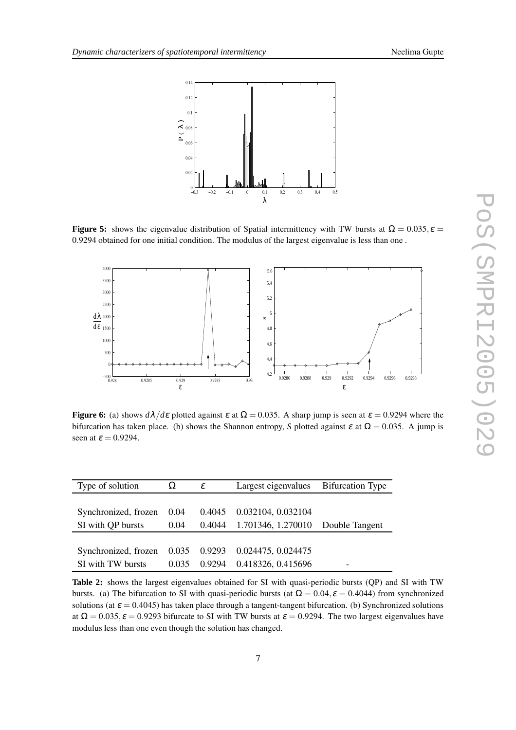**Figure 5:** shows the eigenvalue distribution of Spatial intermittency with TW bursts at $\Omega = 0.035, \varepsilon = 0.9294$ obtained for one initial condition. The modulus of the largest eigenvalue is less than one .

**Figure 6:** (a) shows $d\lambda/d\varepsilon$ plotted against $\varepsilon$ at $\Omega = 0.035$. A sharp jump is seen at $\varepsilon = 0.9294$ where the bifurcation has taken place. (b) shows the Shannon entropy, $S$ plotted against $\varepsilon$ at $\Omega = 0.035$. A jump is seen at $\varepsilon = 0.9294$.

| Type of solution | $\Omega$ | $\varepsilon$ | Largest eigenvalues | Bifurcation Type |
|---|---|---|---|---|
| Synchronized, frozen | 0.04 | 0.4045 | 0.032104, 0.032104 | |
| SI with QP bursts | 0.04 | 0.4044 | 1.701346, 1.270010 | Double Tangent |
| Synchronized, frozen | 0.035 | 0.9293 | 0.024475, 0.024475 | |
| SI with TW bursts | 0.035 | 0.9294 | 0.418326, 0.415696 | - |

**Table 2:** shows the largest eigenvalues obtained for SI with quasi-periodic bursts (QP) and SI with TW bursts. (a) The bifurcation to SI with quasi-periodic bursts (at $\Omega = 0.04, \varepsilon = 0.4044$) from synchronized solutions (at $\varepsilon = 0.4045$) has taken place through a tangent-tangent bifurcation. (b) Synchronized solutions at $\Omega = 0.035, \varepsilon = 0.9293$ bifurcate to SI with TW bursts at $\varepsilon = 0.9294$. The two largest eigenvalues have modulus less than one even though the solution has changed.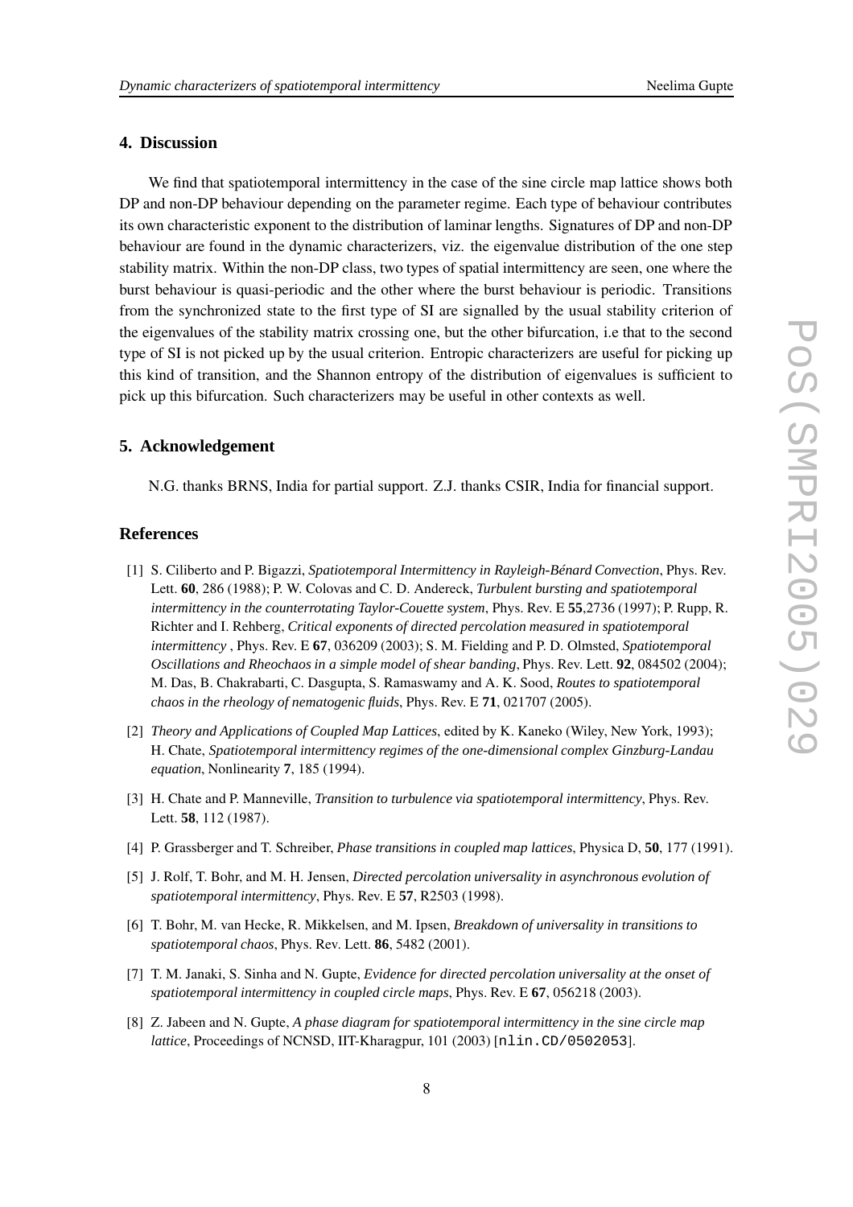## 4. Discussion

We find that spatiotemporal intermittency in the case of the sine circle map lattice shows both DP and non-DP behaviour depending on the parameter regime. Each type of behaviour contributes its own characteristic exponent to the distribution of laminar lengths. Signatures of DP and non-DP behaviour are found in the dynamic characterizers, viz. the eigenvalue distribution of the one step stability matrix. Within the non-DP class, two types of spatial intermittency are seen, one where the burst behaviour is quasi-periodic and the other where the burst behaviour is periodic. Transitions from the synchronized state to the first type of SI are signalled by the usual stability criterion of the eigenvalues of the stability matrix crossing one, but the other bifurcation, i.e that to the second type of SI is not picked up by the usual criterion. Entropic characterizers are useful for picking up this kind of transition, and the Shannon entropy of the distribution of eigenvalues is sufficient to pick up this bifurcation. Such characterizers may be useful in other contexts as well.

## 5. Acknowledgement

N.G. thanks BRNS, India for partial support. Z.J. thanks CSIR, India for financial support.

## References

[1] S. Ciliberto and P. Bigazzi, *Spatiotemporal Intermittency in Rayleigh-Bénard Convection*, Phys. Rev. Lett. **60**, 286 (1988); P. W. Colovas and C. D. Andereck, *Turbulent bursting and spatiotemporal intermittency in the counterrotating Taylor-Couette system*, Phys. Rev. E **55**,2736 (1997); P. Rupp, R. Richter and I. Rehberg, *Critical exponents of directed percolation measured in spatiotemporal intermittency* , Phys. Rev. E **67**, 036209 (2003); S. M. Fielding and P. D. Olmsted, *Spatiotemporal Oscillations and Rheochaos in a simple model of shear banding*, Phys. Rev. Lett. **92**, 084502 (2004); M. Das, B. Chakrabarti, C. Dasgupta, S. Ramaswamy and A. K. Sood, *Routes to spatiotemporal chaos in the rheology of nematogenic fluids*, Phys. Rev. E **71**, 021707 (2005).

[2] *Theory and Applications of Coupled Map Lattices*, edited by K. Kaneko (Wiley, New York, 1993); H. Chate, *Spatiotemporal intermittency regimes of the one-dimensional complex Ginzburg-Landau equation*, Nonlinearity **7**, 185 (1994).

[3] H. Chate and P. Manneville, *Transition to turbulence via spatiotemporal intermittency*, Phys. Rev. Lett. **58**, 112 (1987).

[4] P. Grassberger and T. Schreiber, *Phase transitions in coupled map lattices*, Physica D, **50**, 177 (1991).

[5] J. Rolf, T. Bohr, and M. H. Jensen, *Directed percolation universality in asynchronous evolution of spatiotemporal intermittency*, Phys. Rev. E **57**, R2503 (1998).

[6] T. Bohr, M. van Hecke, R. Mikkelsen, and M. Ipsen, *Breakdown of universality in transitions to spatiotemporal chaos*, Phys. Rev. Lett. **86**, 5482 (2001).

[7] T. M. Janaki, S. Sinha and N. Gupte, *Evidence for directed percolation universality at the onset of spatiotemporal intermittency in coupled circle maps*, Phys. Rev. E **67**, 056218 (2003).

[8] Z. Jabeen and N. Gupte, *A phase diagram for spatiotemporal intermittency in the sine circle map lattice*, Proceedings of NCNSD, IIT-Kharagpur, 101 (2003) [nlin.CD/0502053].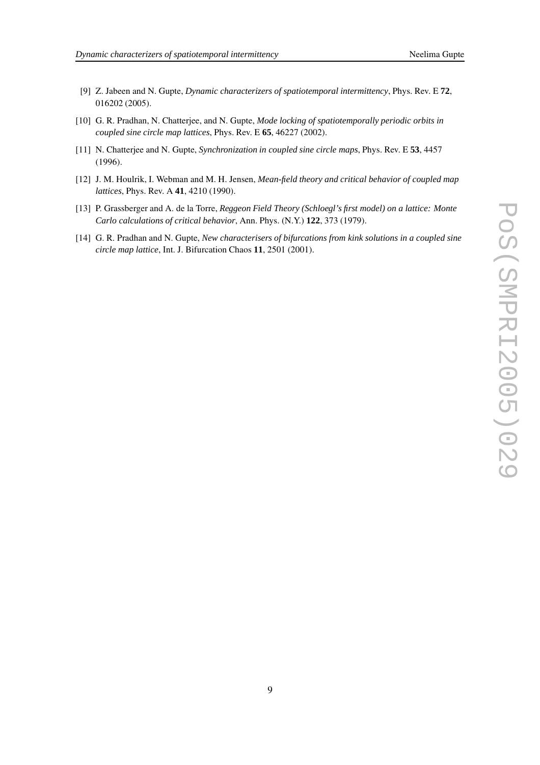[9] Z. Jabeen and N. Gupte, *Dynamic characterizers of spatiotemporal intermittency*, Phys. Rev. E **72**, 016202 (2005).

[10] G. R. Pradhan, N. Chatterjee, and N. Gupte, *Mode locking of spatiotemporally periodic orbits in coupled sine circle map lattices*, Phys. Rev. E **65**, 46227 (2002).

[11] N. Chatterjee and N. Gupte, *Synchronization in coupled sine circle maps*, Phys. Rev. E **53**, 4457 (1996).

[12] J. M. Houlrik, I. Webman and M. H. Jensen, *Mean-field theory and critical behavior of coupled map lattices*, Phys. Rev. A **41**, 4210 (1990).

[13] P. Grassberger and A. de la Torre, *Reggeon Field Theory (Schloegl's first model) on a lattice: Monte Carlo calculations of critical behavior*, Ann. Phys. (N.Y.) **122**, 373 (1979).

[14] G. R. Pradhan and N. Gupte, *New characterisers of bifurcations from kink solutions in a coupled sine circle map lattice*, Int. J. Bifurcation Chaos **11**, 2501 (2001).